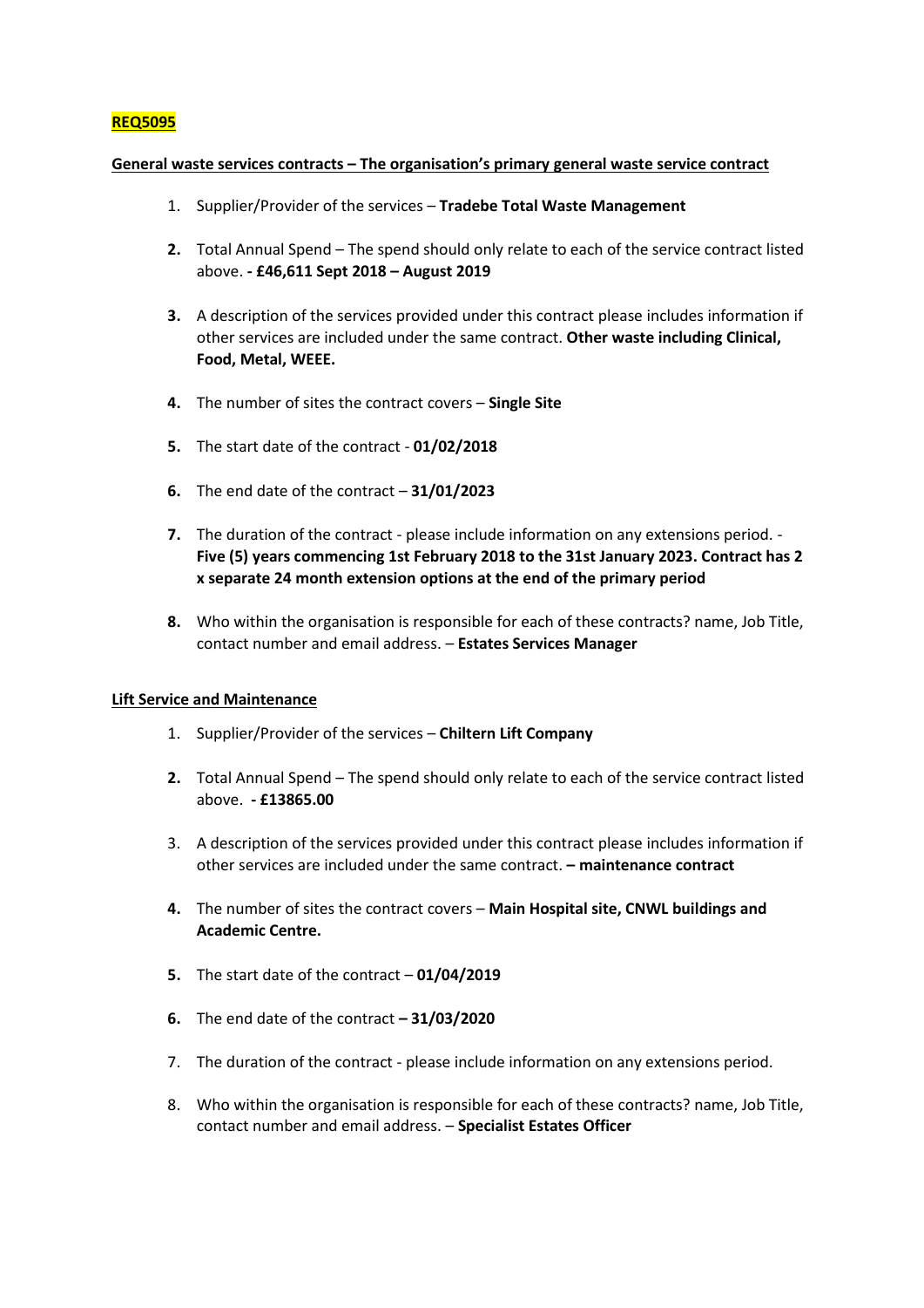**REQ5095**

**General waste services contracts – The organisation's primary general waste service contract**

1. Supplier/Provider of the services – **Tradebe Total Waste Management**
2. Total Annual Spend – The spend should only relate to each of the service contract listed above. **- £46,611 Sept 2018 – August 2019**
3. A description of the services provided under this contract please includes information if other services are included under the same contract. **Other waste including Clinical, Food, Metal, WEEE.**
4. The number of sites the contract covers – **Single Site**
5. The start date of the contract - **01/02/2018**
6. The end date of the contract – **31/01/2023**
7. The duration of the contract - please include information on any extensions period. - **Five (5) years commencing 1st February 2018 to the 31st January 2023. Contract has 2 x separate 24 month extension options at the end of the primary period**
8. Who within the organisation is responsible for each of these contracts? name, Job Title, contact number and email address. – **Estates Services Manager**

**Lift Service and Maintenance**

1. Supplier/Provider of the services – **Chiltern Lift Company**
2. Total Annual Spend – The spend should only relate to each of the service contract listed above. **- £13865.00**
3. A description of the services provided under this contract please includes information if other services are included under the same contract. **– maintenance contract**
4. The number of sites the contract covers – **Main Hospital site, CNWL buildings and Academic Centre.**
5. The start date of the contract – **01/04/2019**
6. The end date of the contract **– 31/03/2020**
7. The duration of the contract - please include information on any extensions period.
8. Who within the organisation is responsible for each of these contracts? name, Job Title, contact number and email address. – **Specialist Estates Officer**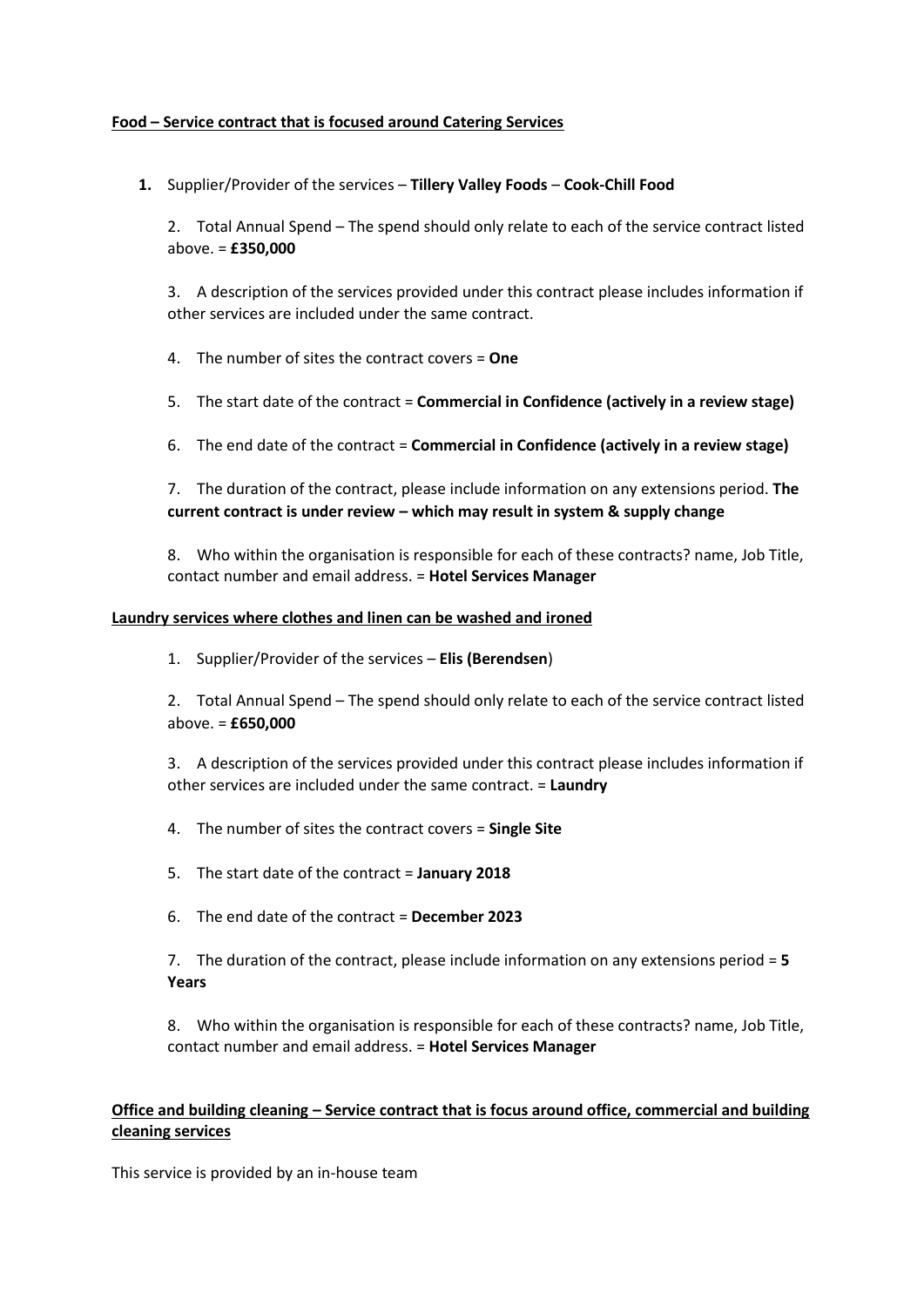**<u>Food – Service contract that is focused around Catering Services</u>**

1. Supplier/Provider of the services – **Tillery Valley Foods** – **Cook-Chill Food**

   2. Total Annual Spend – The spend should only relate to each of the service contract listed above. = **£350,000**

   3. A description of the services provided under this contract please includes information if other services are included under the same contract.

   4. The number of sites the contract covers = **One**

   5. The start date of the contract = **Commercial in Confidence (actively in a review stage)**

   6. The end date of the contract = **Commercial in Confidence (actively in a review stage)**

   7. The duration of the contract, please include information on any extensions period. **The current contract is under review – which may result in system & supply change**

   8. Who within the organisation is responsible for each of these contracts? name, Job Title, contact number and email address. = **Hotel Services Manager**

**<u>Laundry services where clothes and linen can be washed and ironed</u>**

1. Supplier/Provider of the services – **Elis (Berendsen**)

2. Total Annual Spend – The spend should only relate to each of the service contract listed above. = **£650,000**

3. A description of the services provided under this contract please includes information if other services are included under the same contract. = **Laundry**

4. The number of sites the contract covers = **Single Site**

5. The start date of the contract = **January 2018**

6. The end date of the contract = **December 2023**

7. The duration of the contract, please include information on any extensions period = **5 Years**

8. Who within the organisation is responsible for each of these contracts? name, Job Title, contact number and email address. = **Hotel Services Manager**

**<u>Office and building cleaning – Service contract that is focus around office, commercial and building cleaning services</u>**

This service is provided by an in-house team